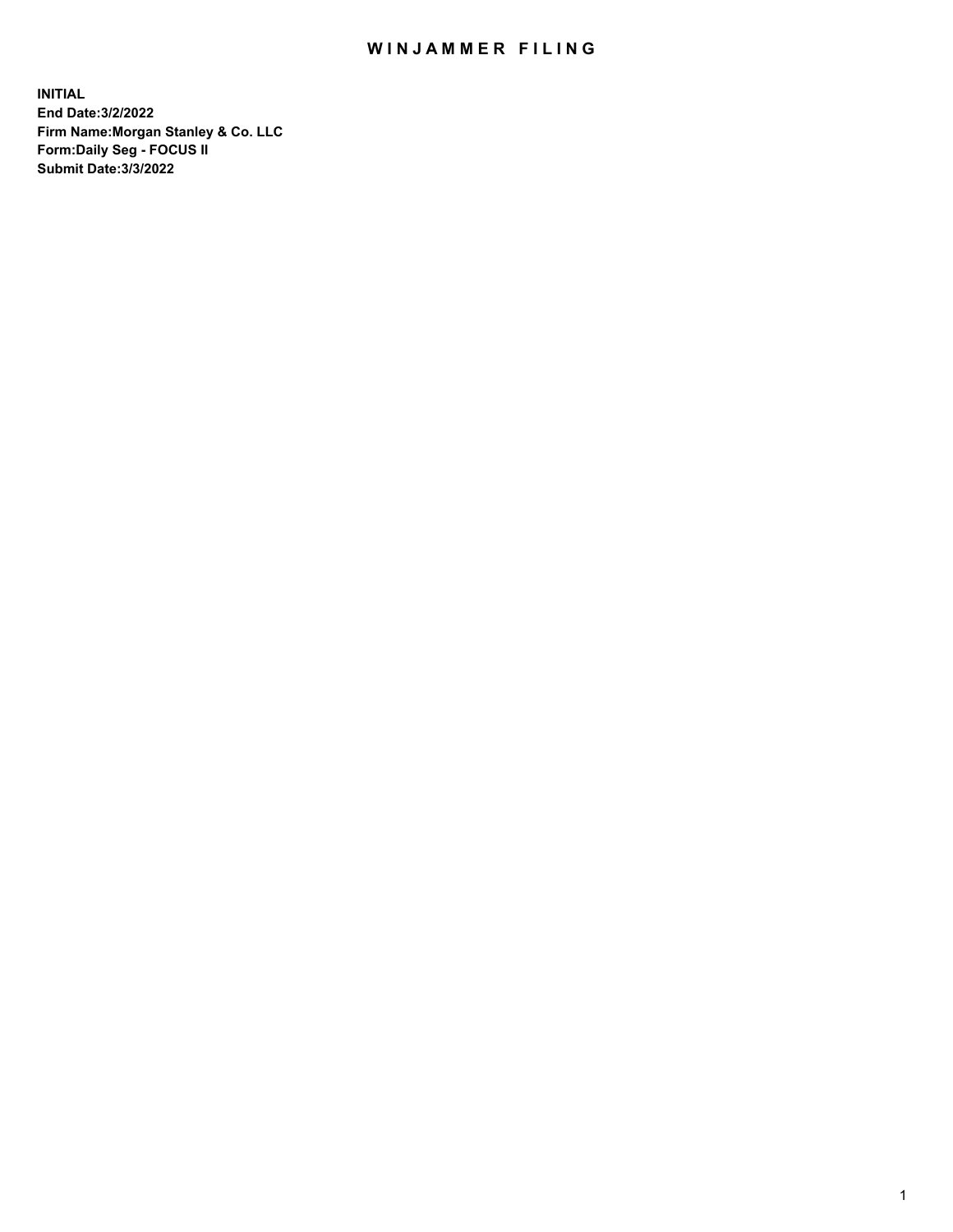# WINJAMMER FILING

**INITIAL**
**End Date:3/2/2022**
**Firm Name:Morgan Stanley & Co. LLC**
**Form:Daily Seg - FOCUS II**
**Submit Date:3/3/2022**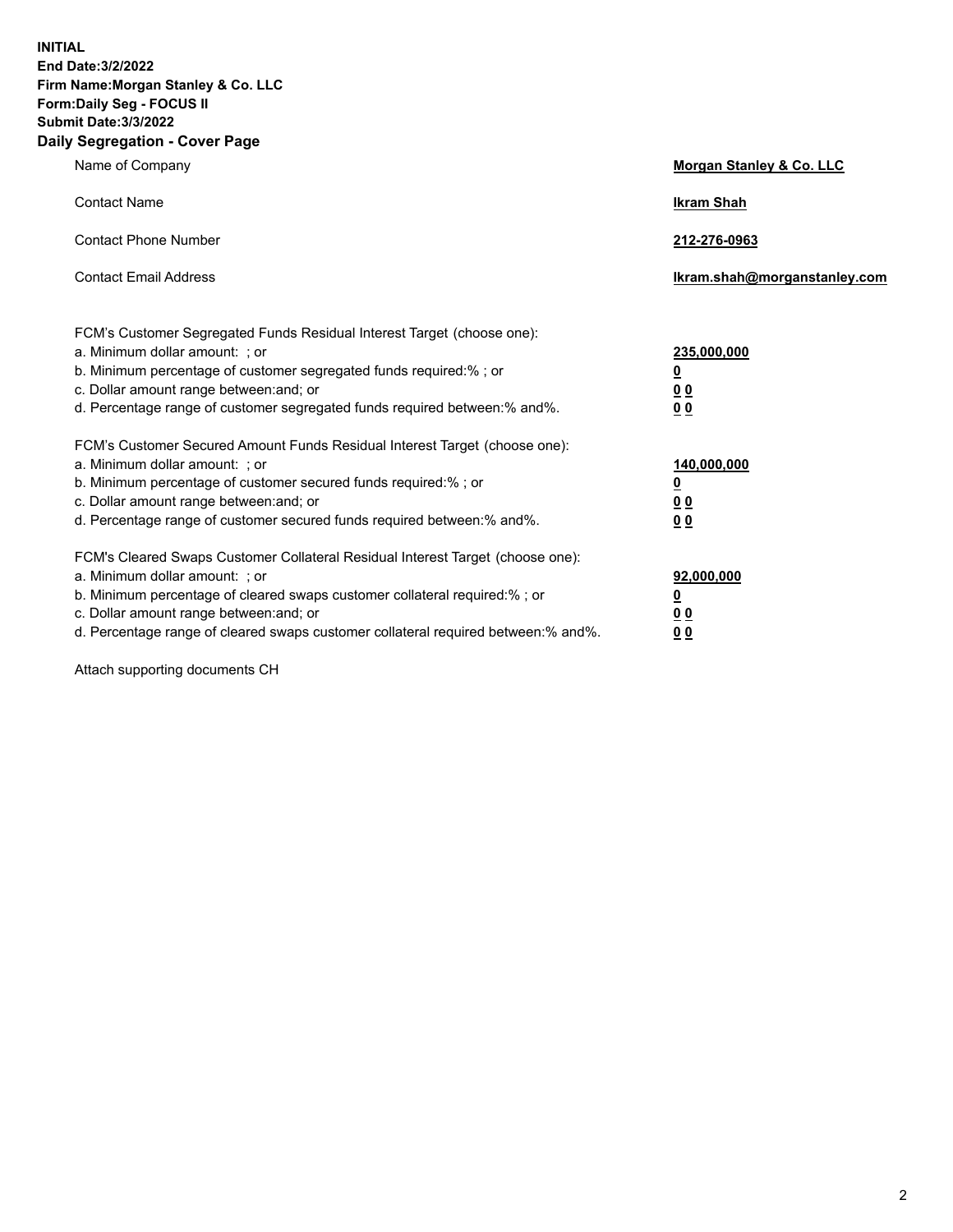**INITIAL**
**End Date:3/2/2022**
**Firm Name:Morgan Stanley & Co. LLC**
**Form:Daily Seg - FOCUS II**
**Submit Date:3/3/2022**

## Daily Segregation - Cover Page

| | |
|---|---|
| Name of Company | **Morgan Stanley & Co. LLC** |
| Contact Name | **Ikram Shah** |
| Contact Phone Number | **212-276-0963** |
| Contact Email Address | **Ikram.shah@morganstanley.com** |

FCM's Customer Segregated Funds Residual Interest Target (choose one):

| | |
|---|---|
| a. Minimum dollar amount: ; or | **235,000,000** |
| b. Minimum percentage of customer segregated funds required:% ; or | **0** |
| c. Dollar amount range between:and; or | **0 0** |
| d. Percentage range of customer segregated funds required between:% and%. | **0 0** |

FCM's Customer Secured Amount Funds Residual Interest Target (choose one):

| | |
|---|---|
| a. Minimum dollar amount: ; or | **140,000,000** |
| b. Minimum percentage of customer secured funds required:% ; or | **0** |
| c. Dollar amount range between:and; or | **0 0** |
| d. Percentage range of customer secured funds required between:% and%. | **0 0** |

FCM's Cleared Swaps Customer Collateral Residual Interest Target (choose one):

| | |
|---|---|
| a. Minimum dollar amount: ; or | **92,000,000** |
| b. Minimum percentage of cleared swaps customer collateral required:% ; or | **0** |
| c. Dollar amount range between:and; or | **0 0** |
| d. Percentage range of cleared swaps customer collateral required between:% and%. | **0 0** |

Attach supporting documents CH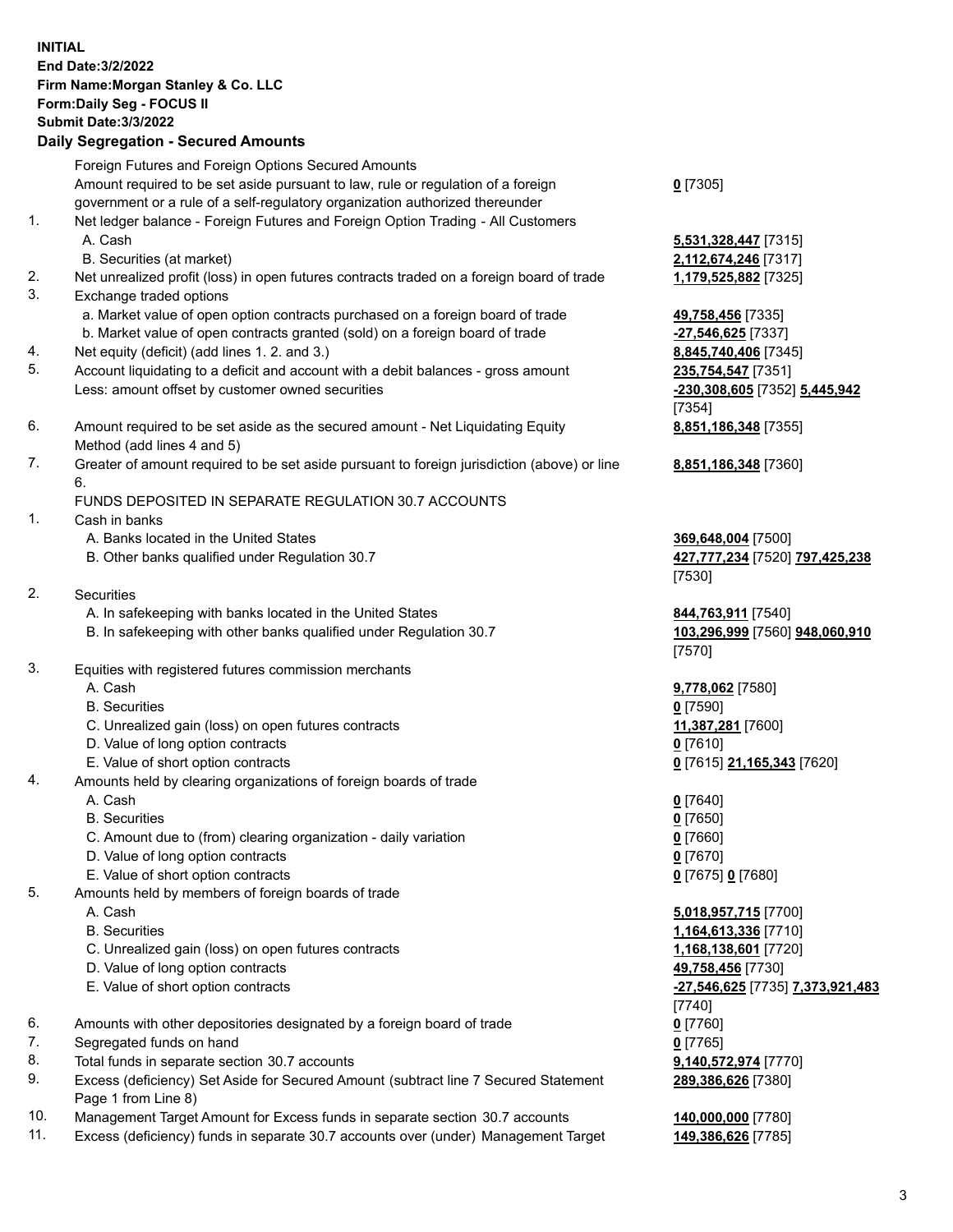**INITIAL**
**End Date:3/2/2022**
**Firm Name:Morgan Stanley & Co. LLC**
**Form:Daily Seg - FOCUS II**
**Submit Date:3/3/2022**

## Daily Segregation - Secured Amounts

| | | |
|---|---|---|
| | Foreign Futures and Foreign Options Secured Amounts | |
| | Amount required to be set aside pursuant to law, rule or regulation of a foreign government or a rule of a self-regulatory organization authorized thereunder | **0** [7305] |
| 1. | Net ledger balance - Foreign Futures and Foreign Option Trading - All Customers | |
| | A. Cash | **5,531,328,447** [7315] |
| | B. Securities (at market) | **2,112,674,246** [7317] |
| 2. | Net unrealized profit (loss) in open futures contracts traded on a foreign board of trade | **1,179,525,882** [7325] |
| 3. | Exchange traded options | |
| | a. Market value of open option contracts purchased on a foreign board of trade | **49,758,456** [7335] |
| | b. Market value of open contracts granted (sold) on a foreign board of trade | **-27,546,625** [7337] |
| 4. | Net equity (deficit) (add lines 1. 2. and 3.) | **8,845,740,406** [7345] |
| 5. | Account liquidating to a deficit and account with a debit balances - gross amount | **235,754,547** [7351] |
| | Less: amount offset by customer owned securities | **-230,308,605** [7352] **5,445,942** [7354] |
| 6. | Amount required to be set aside as the secured amount - Net Liquidating Equity Method (add lines 4 and 5) | **8,851,186,348** [7355] |
| 7. | Greater of amount required to be set aside pursuant to foreign jurisdiction (above) or line 6. | **8,851,186,348** [7360] |
| | FUNDS DEPOSITED IN SEPARATE REGULATION 30.7 ACCOUNTS | |
| 1. | Cash in banks | |
| | A. Banks located in the United States | **369,648,004** [7500] |
| | B. Other banks qualified under Regulation 30.7 | **427,777,234** [7520] **797,425,238** [7530] |
| 2. | Securities | |
| | A. In safekeeping with banks located in the United States | **844,763,911** [7540] |
| | B. In safekeeping with other banks qualified under Regulation 30.7 | **103,296,999** [7560] **948,060,910** [7570] |
| 3. | Equities with registered futures commission merchants | |
| | A. Cash | **9,778,062** [7580] |
| | B. Securities | **0** [7590] |
| | C. Unrealized gain (loss) on open futures contracts | **11,387,281** [7600] |
| | D. Value of long option contracts | **0** [7610] |
| | E. Value of short option contracts | **0** [7615] **21,165,343** [7620] |
| 4. | Amounts held by clearing organizations of foreign boards of trade | |
| | A. Cash | **0** [7640] |
| | B. Securities | **0** [7650] |
| | C. Amount due to (from) clearing organization - daily variation | **0** [7660] |
| | D. Value of long option contracts | **0** [7670] |
| | E. Value of short option contracts | **0** [7675] **0** [7680] |
| 5. | Amounts held by members of foreign boards of trade | |
| | A. Cash | **5,018,957,715** [7700] |
| | B. Securities | **1,164,613,336** [7710] |
| | C. Unrealized gain (loss) on open futures contracts | **1,168,138,601** [7720] |
| | D. Value of long option contracts | **49,758,456** [7730] |
| | E. Value of short option contracts | **-27,546,625** [7735] **7,373,921,483** [7740] |
| 6. | Amounts with other depositories designated by a foreign board of trade | **0** [7760] |
| 7. | Segregated funds on hand | **0** [7765] |
| 8. | Total funds in separate section 30.7 accounts | **9,140,572,974** [7770] |
| 9. | Excess (deficiency) Set Aside for Secured Amount (subtract line 7 Secured Statement Page 1 from Line 8) | **289,386,626** [7380] |
| 10. | Management Target Amount for Excess funds in separate section 30.7 accounts | **140,000,000** [7780] |
| 11. | Excess (deficiency) funds in separate 30.7 accounts over (under) Management Target | **149,386,626** [7785] |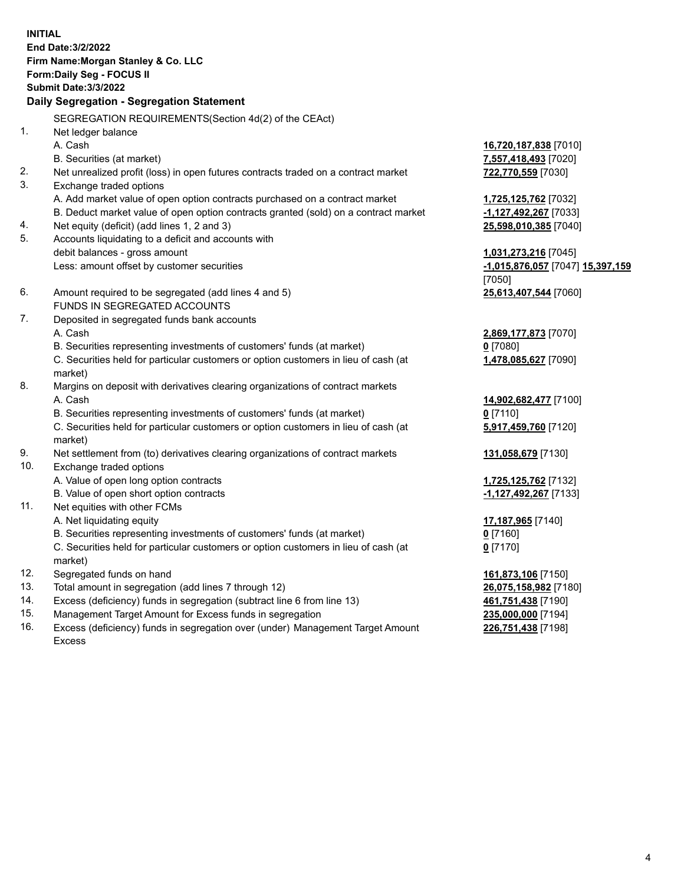**INITIAL**
**End Date:3/2/2022**
**Firm Name:Morgan Stanley & Co. LLC**
**Form:Daily Seg - FOCUS II**
**Submit Date:3/3/2022**

## Daily Segregation - Segregation Statement

SEGREGATION REQUIREMENTS(Section 4d(2) of the CEAct)

| | | |
|---|---|---|
| 1. | Net ledger balance | |
| | A. Cash | **16,720,187,838** [7010] |
| | B. Securities (at market) | **7,557,418,493** [7020] |
| 2. | Net unrealized profit (loss) in open futures contracts traded on a contract market | **722,770,559** [7030] |
| 3. | Exchange traded options | |
| | A. Add market value of open option contracts purchased on a contract market | **1,725,125,762** [7032] |
| | B. Deduct market value of open option contracts granted (sold) on a contract market | **-1,127,492,267** [7033] |
| 4. | Net equity (deficit) (add lines 1, 2 and 3) | **25,598,010,385** [7040] |
| 5. | Accounts liquidating to a deficit and accounts with debit balances - gross amount | **1,031,273,216** [7045] |
| | Less: amount offset by customer securities | **-1,015,876,057** [7047] **15,397,159** [7050] |
| 6. | Amount required to be segregated (add lines 4 and 5) | **25,613,407,544** [7060] |
| | FUNDS IN SEGREGATED ACCOUNTS | |
| 7. | Deposited in segregated funds bank accounts | |
| | A. Cash | **2,869,177,873** [7070] |
| | B. Securities representing investments of customers' funds (at market) | **0** [7080] |
| | C. Securities held for particular customers or option customers in lieu of cash (at market) | **1,478,085,627** [7090] |
| 8. | Margins on deposit with derivatives clearing organizations of contract markets | |
| | A. Cash | **14,902,682,477** [7100] |
| | B. Securities representing investments of customers' funds (at market) | **0** [7110] |
| | C. Securities held for particular customers or option customers in lieu of cash (at market) | **5,917,459,760** [7120] |
| 9. | Net settlement from (to) derivatives clearing organizations of contract markets | **131,058,679** [7130] |
| 10. | Exchange traded options | |
| | A. Value of open long option contracts | **1,725,125,762** [7132] |
| | B. Value of open short option contracts | **-1,127,492,267** [7133] |
| 11. | Net equities with other FCMs | |
| | A. Net liquidating equity | **17,187,965** [7140] |
| | B. Securities representing investments of customers' funds (at market) | **0** [7160] |
| | C. Securities held for particular customers or option customers in lieu of cash (at market) | **0** [7170] |
| 12. | Segregated funds on hand | **161,873,106** [7150] |
| 13. | Total amount in segregation (add lines 7 through 12) | **26,075,158,982** [7180] |
| 14. | Excess (deficiency) funds in segregation (subtract line 6 from line 13) | **461,751,438** [7190] |
| 15. | Management Target Amount for Excess funds in segregation | **235,000,000** [7194] |
| 16. | Excess (deficiency) funds in segregation over (under) Management Target Amount Excess | **226,751,438** [7198] |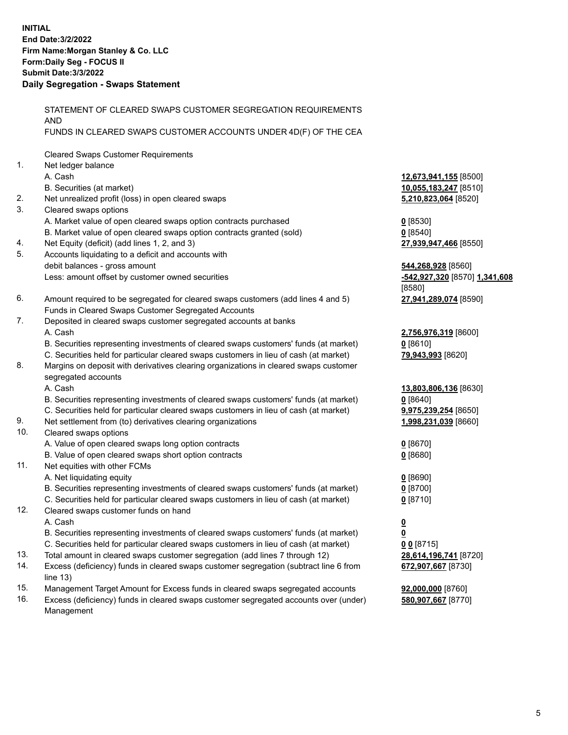**INITIAL**
**End Date:3/2/2022**
**Firm Name:Morgan Stanley & Co. LLC**
**Form:Daily Seg - FOCUS II**
**Submit Date:3/3/2022**
**Daily Segregation - Swaps Statement**

STATEMENT OF CLEARED SWAPS CUSTOMER SEGREGATION REQUIREMENTS AND
FUNDS IN CLEARED SWAPS CUSTOMER ACCOUNTS UNDER 4D(F) OF THE CEA

| | | |
|---|---|---|
| | Cleared Swaps Customer Requirements | |
| 1. | Net ledger balance | |
| | A. Cash | **12,673,941,155** [8500] |
| | B. Securities (at market) | **10,055,183,247** [8510] |
| 2. | Net unrealized profit (loss) in open cleared swaps | **5,210,823,064** [8520] |
| 3. | Cleared swaps options | |
| | A. Market value of open cleared swaps option contracts purchased | **0** [8530] |
| | B. Market value of open cleared swaps option contracts granted (sold) | **0** [8540] |
| 4. | Net Equity (deficit) (add lines 1, 2, and 3) | **27,939,947,466** [8550] |
| 5. | Accounts liquidating to a deficit and accounts with debit balances - gross amount | **544,268,928** [8560] |
| | Less: amount offset by customer owned securities | **-542,927,320** [8570] **1,341,608** [8580] |
| 6. | Amount required to be segregated for cleared swaps customers (add lines 4 and 5) | **27,941,289,074** [8590] |
| | Funds in Cleared Swaps Customer Segregated Accounts | |
| 7. | Deposited in cleared swaps customer segregated accounts at banks | |
| | A. Cash | **2,756,976,319** [8600] |
| | B. Securities representing investments of cleared swaps customers' funds (at market) | **0** [8610] |
| | C. Securities held for particular cleared swaps customers in lieu of cash (at market) | **79,943,993** [8620] |
| 8. | Margins on deposit with derivatives clearing organizations in cleared swaps customer segregated accounts | |
| | A. Cash | **13,803,806,136** [8630] |
| | B. Securities representing investments of cleared swaps customers' funds (at market) | **0** [8640] |
| | C. Securities held for particular cleared swaps customers in lieu of cash (at market) | **9,975,239,254** [8650] |
| 9. | Net settlement from (to) derivatives clearing organizations | **1,998,231,039** [8660] |
| 10. | Cleared swaps options | |
| | A. Value of open cleared swaps long option contracts | **0** [8670] |
| | B. Value of open cleared swaps short option contracts | **0** [8680] |
| 11. | Net equities with other FCMs | |
| | A. Net liquidating equity | **0** [8690] |
| | B. Securities representing investments of cleared swaps customers' funds (at market) | **0** [8700] |
| | C. Securities held for particular cleared swaps customers in lieu of cash (at market) | **0** [8710] |
| 12. | Cleared swaps customer funds on hand | |
| | A. Cash | **0** |
| | B. Securities representing investments of cleared swaps customers' funds (at market) | **0** |
| | C. Securities held for particular cleared swaps customers in lieu of cash (at market) | **0** **0** [8715] |
| 13. | Total amount in cleared swaps customer segregation (add lines 7 through 12) | **28,614,196,741** [8720] |
| 14. | Excess (deficiency) funds in cleared swaps customer segregation (subtract line 6 from line 13) | **672,907,667** [8730] |
| 15. | Management Target Amount for Excess funds in cleared swaps segregated accounts | **92,000,000** [8760] |
| 16. | Excess (deficiency) funds in cleared swaps customer segregated accounts over (under) Management | **580,907,667** [8770] |